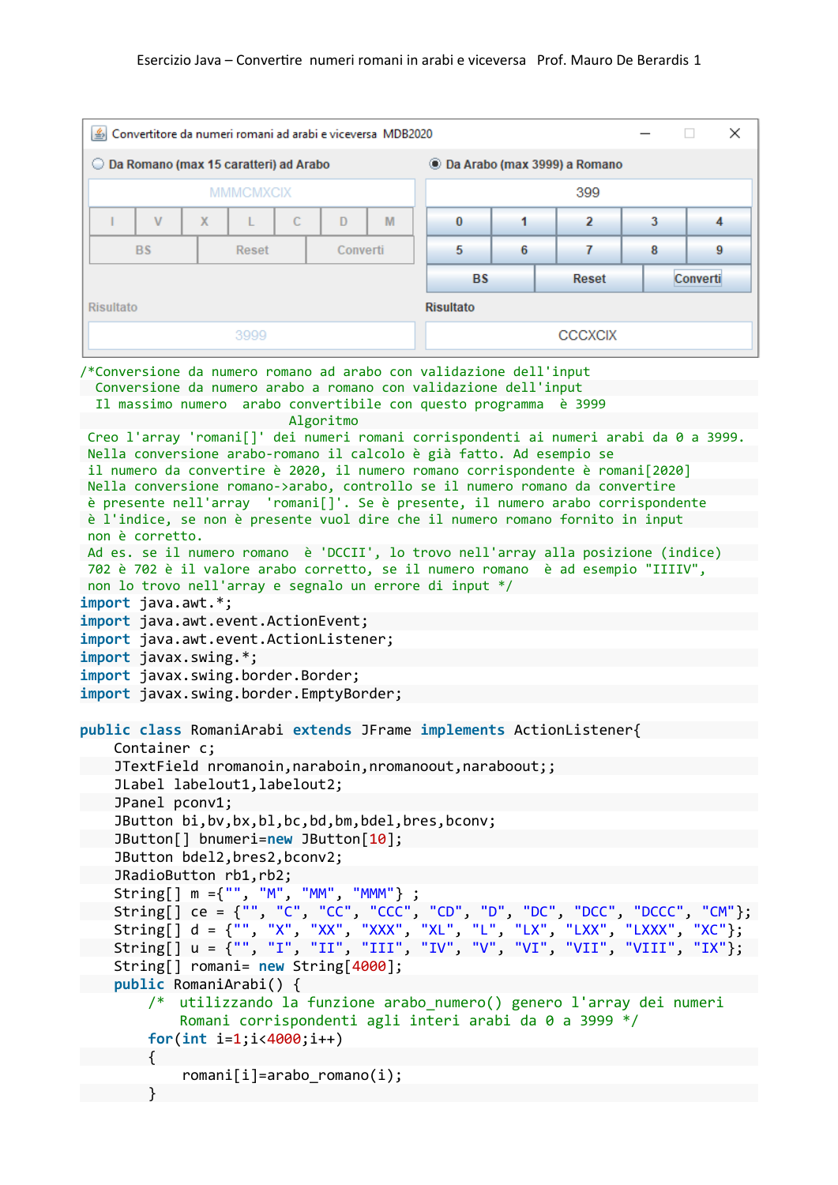Esercizio Java – Convertire numeri romani in arabi e viceversa Prof. Mauro De Berardis 1

```java
/*Conversione da numero romano ad arabo con validazione dell'input
  Conversione da numero arabo a romano con validazione dell'input
  Il massimo numero  arabo convertibile con questo programma  è 3999
                         Algoritmo
 Creo l'array 'romani[]' dei numeri romani corrispondenti ai numeri arabi da 0 a 3999.
 Nella conversione arabo-romano il calcolo è già fatto. Ad esempio se
 il numero da convertire è 2020, il numero romano corrispondente è romani[2020]
 Nella conversione romano->arabo, controllo se il numero romano da convertire
 è presente nell'array  'romani[]'. Se è presente, il numero arabo corrispondente
 è l'indice, se non è presente vuol dire che il numero romano fornito in input
 non è corretto.
 Ad es. se il numero romano  è 'DCCII', lo trovo nell'array alla posizione (indice)
 702 è 702 è il valore arabo corretto, se il numero romano  è ad esempio "IIIIV",
 non lo trovo nell'array e segnalo un errore di input */
import java.awt.*;
import java.awt.event.ActionEvent;
import java.awt.event.ActionListener;
import javax.swing.*;
import javax.swing.border.Border;
import javax.swing.border.EmptyBorder;

public class RomaniArabi extends JFrame implements ActionListener{
    Container c;
    JTextField nromanoin,naraboin,nromanoout,naraboout;;
    JLabel labelout1,labelout2;
    JPanel pconv1;
    JButton bi,bv,bx,bl,bc,bd,bm,bdel,bres,bconv;
    JButton[] bnumeri=new JButton[10];
    JButton bdel2,bres2,bconv2;
    JRadioButton rb1,rb2;
    String[] m ={"", "M", "MM", "MMM"} ;
    String[] ce = {"", "C", "CC", "CCC", "CD", "D", "DC", "DCC", "DCCC", "CM"};
    String[] d = {"", "X", "XX", "XXX", "XL", "L", "LX", "LXX", "LXXX", "XC"};
    String[] u = {"", "I", "II", "III", "IV", "V", "VI", "VII", "VIII", "IX"};
    String[] romani= new String[4000];
    public RomaniArabi() {
        /*  utilizzando la funzione arabo_numero() genero l'array dei numeri
            Romani corrispondenti agli interi arabi da 0 a 3999 */
        for(int i=1;i<4000;i++)
        {
            romani[i]=arabo_romano(i);
        }
```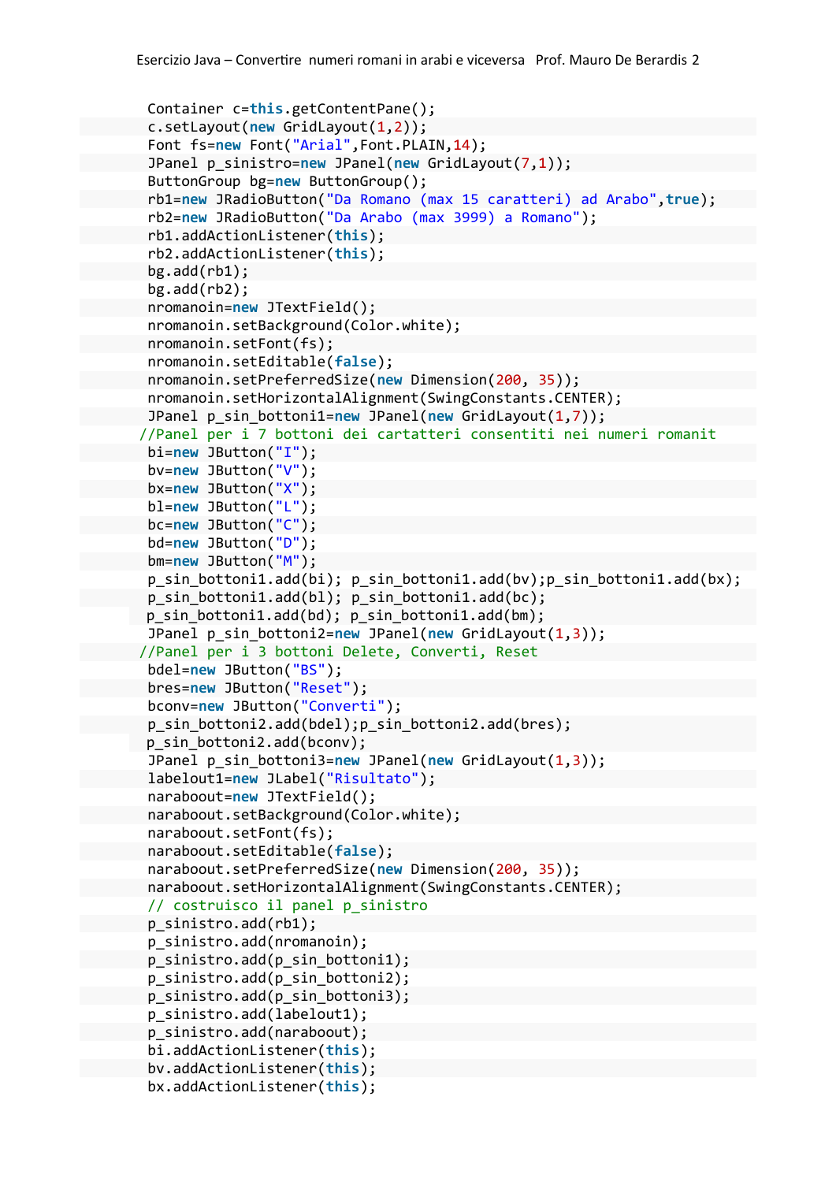```java
Container c=this.getContentPane();
c.setLayout(new GridLayout(1,2));
Font fs=new Font("Arial",Font.PLAIN,14);
JPanel p_sinistro=new JPanel(new GridLayout(7,1));
ButtonGroup bg=new ButtonGroup();
rb1=new JRadioButton("Da Romano (max 15 caratteri) ad Arabo",true);
rb2=new JRadioButton("Da Arabo (max 3999) a Romano");
rb1.addActionListener(this);
rb2.addActionListener(this);
bg.add(rb1);
bg.add(rb2);
nromanoin=new JTextField();
nromanoin.setBackground(Color.white);
nromanoin.setFont(fs);
nromanoin.setEditable(false);
nromanoin.setPreferredSize(new Dimension(200, 35));
nromanoin.setHorizontalAlignment(SwingConstants.CENTER);
JPanel p_sin_bottoni1=new JPanel(new GridLayout(1,7));
//Panel per i 7 bottoni dei cartatteri consentiti nei numeri romanit
bi=new JButton("I");
bv=new JButton("V");
bx=new JButton("X");
bl=new JButton("L");
bc=new JButton("C");
bd=new JButton("D");
bm=new JButton("M");
p_sin_bottoni1.add(bi); p_sin_bottoni1.add(bv);p_sin_bottoni1.add(bx);
p_sin_bottoni1.add(bl); p_sin_bottoni1.add(bc);
p_sin_bottoni1.add(bd); p_sin_bottoni1.add(bm);
JPanel p_sin_bottoni2=new JPanel(new GridLayout(1,3));
//Panel per i 3 bottoni Delete, Converti, Reset
bdel=new JButton("BS");
bres=new JButton("Reset");
bconv=new JButton("Converti");
p_sin_bottoni2.add(bdel);p_sin_bottoni2.add(bres);
p_sin_bottoni2.add(bconv);
JPanel p_sin_bottoni3=new JPanel(new GridLayout(1,3));
labelout1=new JLabel("Risultato");
naraboout=new JTextField();
naraboout.setBackground(Color.white);
naraboout.setFont(fs);
naraboout.setEditable(false);
naraboout.setPreferredSize(new Dimension(200, 35));
naraboout.setHorizontalAlignment(SwingConstants.CENTER);
// costruisco il panel p_sinistro
p_sinistro.add(rb1);
p_sinistro.add(nromanoin);
p_sinistro.add(p_sin_bottoni1);
p_sinistro.add(p_sin_bottoni2);
p_sinistro.add(p_sin_bottoni3);
p_sinistro.add(labelout1);
p_sinistro.add(naraboout);
bi.addActionListener(this);
bv.addActionListener(this);
bx.addActionListener(this);
```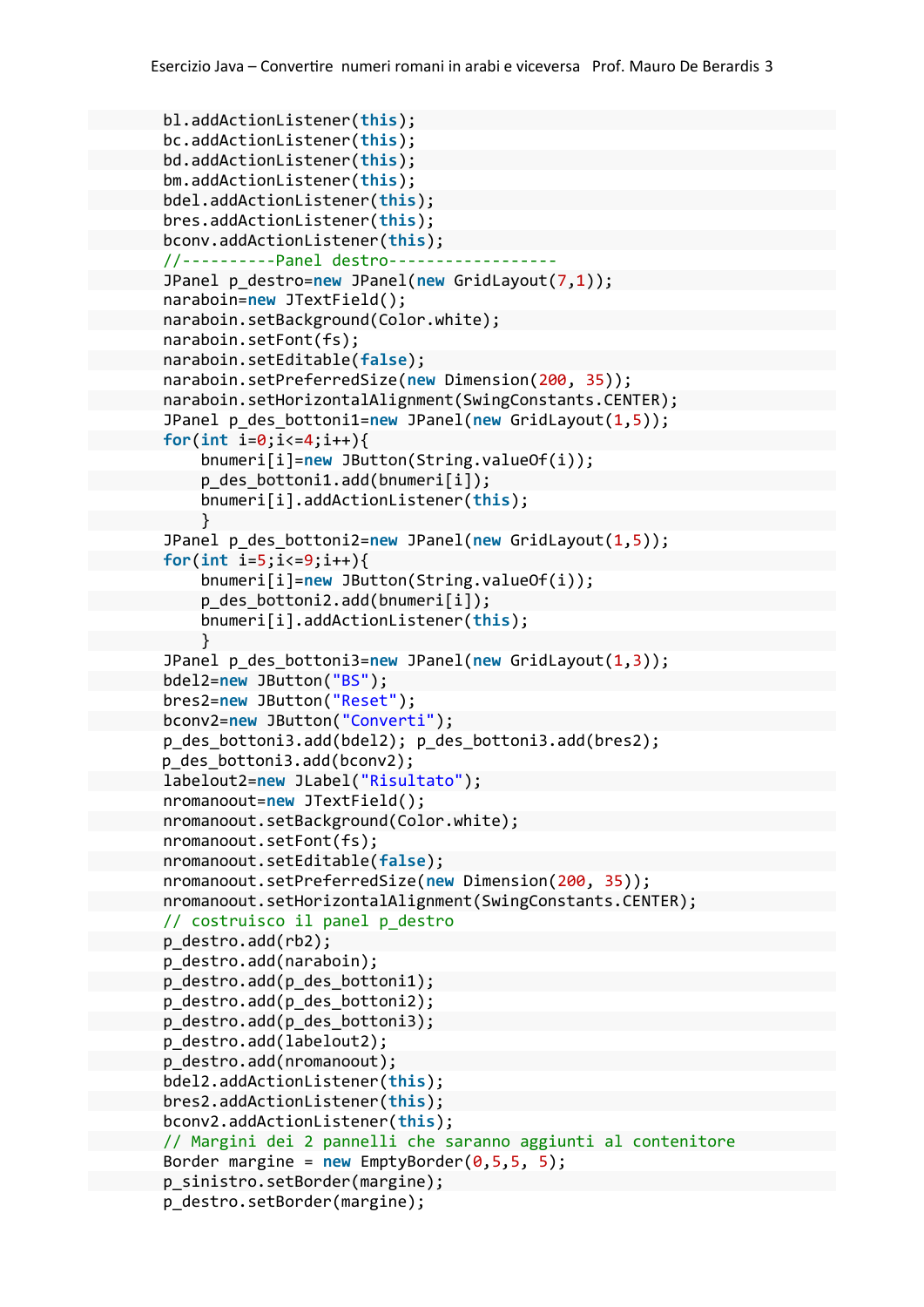```java
        bl.addActionListener(this);
        bc.addActionListener(this);
        bd.addActionListener(this);
        bm.addActionListener(this);
        bdel.addActionListener(this);
        bres.addActionListener(this);
        bconv.addActionListener(this);
        //----------Panel destro------------------
        JPanel p_destro=new JPanel(new GridLayout(7,1));
        naraboin=new JTextField();
        naraboin.setBackground(Color.white);
        naraboin.setFont(fs);
        naraboin.setEditable(false);
        naraboin.setPreferredSize(new Dimension(200, 35));
        naraboin.setHorizontalAlignment(SwingConstants.CENTER);
        JPanel p_des_bottoni1=new JPanel(new GridLayout(1,5));
        for(int i=0;i<=4;i++){
            bnumeri[i]=new JButton(String.valueOf(i));
            p_des_bottoni1.add(bnumeri[i]);
            bnumeri[i].addActionListener(this);
            }
        JPanel p_des_bottoni2=new JPanel(new GridLayout(1,5));
        for(int i=5;i<=9;i++){
            bnumeri[i]=new JButton(String.valueOf(i));
            p_des_bottoni2.add(bnumeri[i]);
            bnumeri[i].addActionListener(this);
            }
        JPanel p_des_bottoni3=new JPanel(new GridLayout(1,3));
        bdel2=new JButton("BS");
        bres2=new JButton("Reset");
        bconv2=new JButton("Converti");
        p_des_bottoni3.add(bdel2); p_des_bottoni3.add(bres2);
        p_des_bottoni3.add(bconv2);
        labelout2=new JLabel("Risultato");
        nromanoout=new JTextField();
        nromanoout.setBackground(Color.white);
        nromanoout.setFont(fs);
        nromanoout.setEditable(false);
        nromanoout.setPreferredSize(new Dimension(200, 35));
        nromanoout.setHorizontalAlignment(SwingConstants.CENTER);
        // costruisco il panel p_destro
        p_destro.add(rb2);
        p_destro.add(naraboin);
        p_destro.add(p_des_bottoni1);
        p_destro.add(p_des_bottoni2);
        p_destro.add(p_des_bottoni3);
        p_destro.add(labelout2);
        p_destro.add(nromanoout);
        bdel2.addActionListener(this);
        bres2.addActionListener(this);
        bconv2.addActionListener(this);
        // Margini dei 2 pannelli che saranno aggiunti al contenitore
        Border margine = new EmptyBorder(0,5,5, 5);
        p_sinistro.setBorder(margine);
        p_destro.setBorder(margine);
```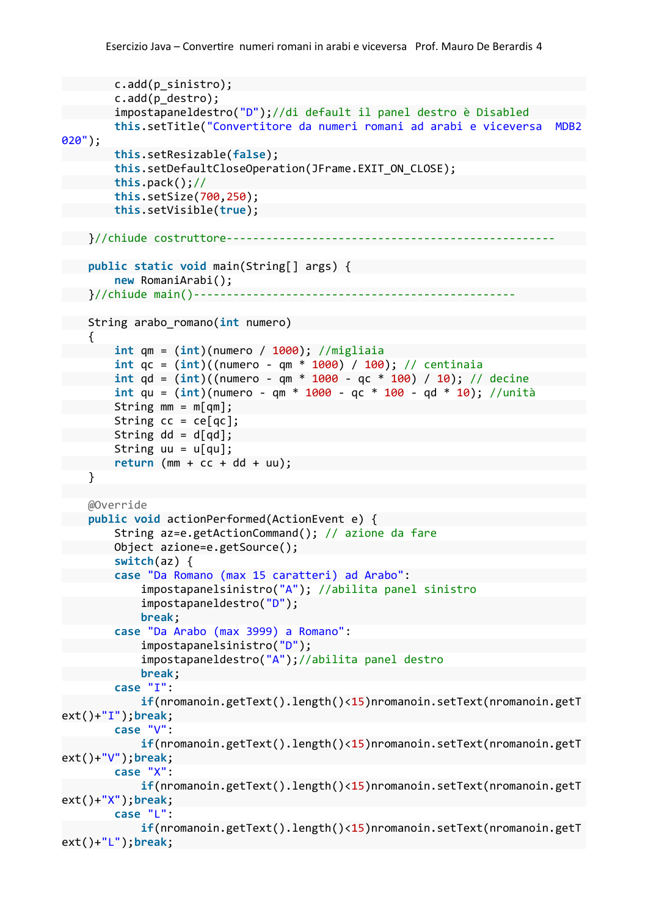```java
        c.add(p_sinistro);
        c.add(p_destro);
        impostapaneldestro("D");//di default il panel destro è Disabled
        this.setTitle("Convertitore da numeri romani ad arabi e viceversa  MDB2020");
        this.setResizable(false);
        this.setDefaultCloseOperation(JFrame.EXIT_ON_CLOSE);
        this.pack();//
        this.setSize(700,250);
        this.setVisible(true);

    }//chiude costruttore-----------------------------------------------

    public static void main(String[] args) {
        new RomaniArabi();
    }//chiude main()-----------------------------------------------

    String arabo_romano(int numero)
    {
        int qm = (int)(numero / 1000); //migliaia
        int qc = (int)((numero - qm * 1000) / 100); // centinaia
        int qd = (int)((numero - qm * 1000 - qc * 100) / 10); // decine
        int qu = (int)(numero - qm * 1000 - qc * 100 - qd * 10); //unità
        String mm = m[qm];
        String cc = ce[qc];
        String dd = d[qd];
        String uu = u[qu];
        return (mm + cc + dd + uu);
    }

    @Override
    public void actionPerformed(ActionEvent e) {
        String az=e.getActionCommand(); // azione da fare
        Object azione=e.getSource();
        switch(az) {
        case "Da Romano (max 15 caratteri) ad Arabo":
            impostapanelsinistro("A"); //abilita panel sinistro
            impostapaneldestro("D");
            break;
        case "Da Arabo (max 3999) a Romano":
            impostapanelsinistro("D");
            impostapaneldestro("A");//abilita panel destro
            break;
        case "I":
            if(nromanoin.getText().length()<15)nromanoin.setText(nromanoin.getText()+"I");break;
        case "V":
            if(nromanoin.getText().length()<15)nromanoin.setText(nromanoin.getText()+"V");break;
        case "X":
            if(nromanoin.getText().length()<15)nromanoin.setText(nromanoin.getText()+"X");break;
        case "L":
            if(nromanoin.getText().length()<15)nromanoin.setText(nromanoin.getText()+"L");break;
```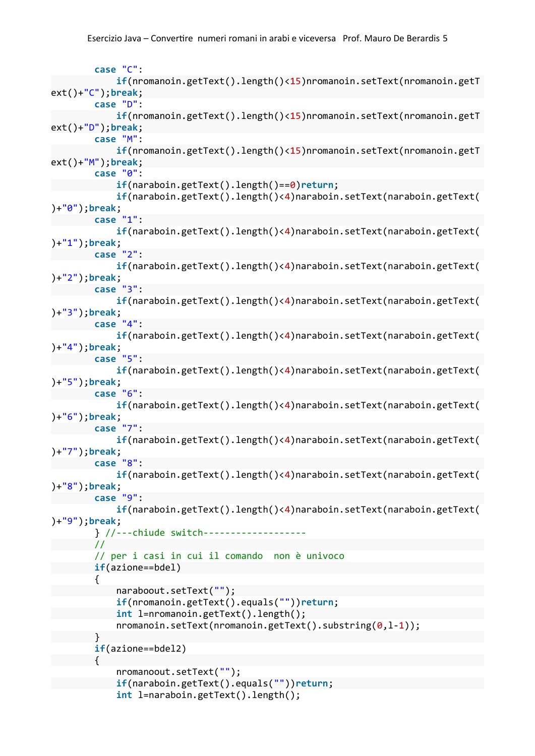```java
        case "C":
            if(nromanoin.getText().length()<15)nromanoin.setText(nromanoin.getText()+"C");break;
        case "D":
            if(nromanoin.getText().length()<15)nromanoin.setText(nromanoin.getText()+"D");break;
        case "M":
            if(nromanoin.getText().length()<15)nromanoin.setText(nromanoin.getText()+"M");break;
        case "0":
            if(naraboin.getText().length()==0)return;
            if(naraboin.getText().length()<4)naraboin.setText(naraboin.getText()+"0");break;
        case "1":
            if(naraboin.getText().length()<4)naraboin.setText(naraboin.getText()+"1");break;
        case "2":
            if(naraboin.getText().length()<4)naraboin.setText(naraboin.getText()+"2");break;
        case "3":
            if(naraboin.getText().length()<4)naraboin.setText(naraboin.getText()+"3");break;
        case "4":
            if(naraboin.getText().length()<4)naraboin.setText(naraboin.getText()+"4");break;
        case "5":
            if(naraboin.getText().length()<4)naraboin.setText(naraboin.getText()+"5");break;
        case "6":
            if(naraboin.getText().length()<4)naraboin.setText(naraboin.getText()+"6");break;
        case "7":
            if(naraboin.getText().length()<4)naraboin.setText(naraboin.getText()+"7");break;
        case "8":
            if(naraboin.getText().length()<4)naraboin.setText(naraboin.getText()+"8");break;
        case "9":
            if(naraboin.getText().length()<4)naraboin.setText(naraboin.getText()+"9");break;
        } //---chiude switch-------------------
        //
        // per i casi in cui il comando  non è univoco
        if(azione==bdel)
        {
            naraboout.setText("");
            if(nromanoin.getText().equals(""))return;
            int l=nromanoin.getText().length();
            nromanoin.setText(nromanoin.getText().substring(0,l-1));
        }
        if(azione==bdel2)
        {
            nromanoout.setText("");
            if(naraboin.getText().equals(""))return;
            int l=naraboin.getText().length();
```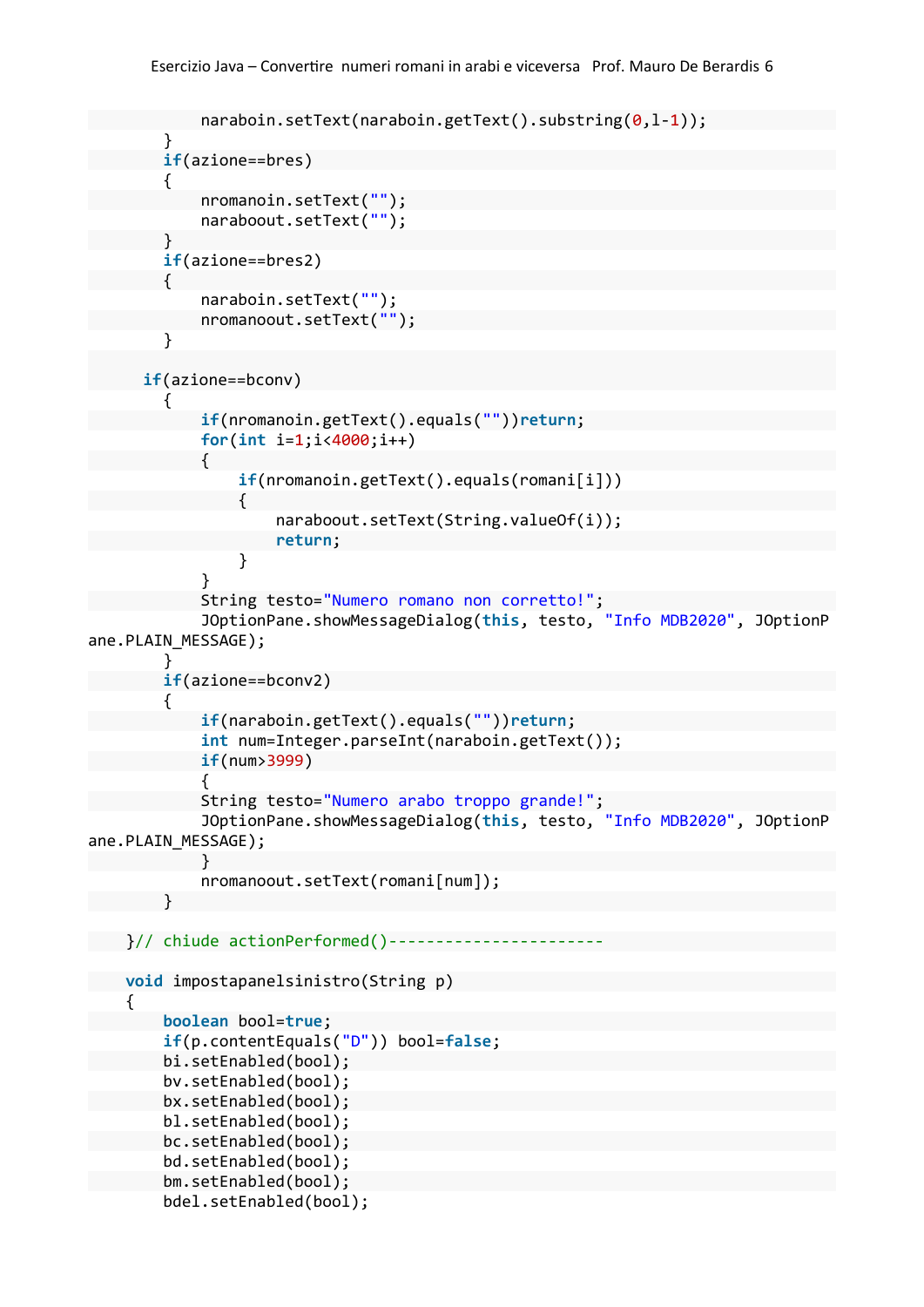```java
            naraboin.setText(naraboin.getText().substring(0,l-1));
        }
        if(azione==bres)
        {
            nromanoin.setText("");
            naraboout.setText("");
        }
        if(azione==bres2)
        {
            naraboin.setText("");
            nromanoout.setText("");
        }

      if(azione==bconv)
        {
            if(nromanoin.getText().equals(""))return;
            for(int i=1;i<4000;i++)
            {
                if(nromanoin.getText().equals(romani[i]))
                {
                    naraboout.setText(String.valueOf(i));
                    return;
                }
            }
            String testo="Numero romano non corretto!";
            JOptionPane.showMessageDialog(this, testo, "Info MDB2020", JOptionPane.PLAIN_MESSAGE);
        }
        if(azione==bconv2)
        {
            if(naraboin.getText().equals(""))return;
            int num=Integer.parseInt(naraboin.getText());
            if(num>3999)
            {
            String testo="Numero arabo troppo grande!";
            JOptionPane.showMessageDialog(this, testo, "Info MDB2020", JOptionPane.PLAIN_MESSAGE);
            }
            nromanoout.setText(romani[num]);
        }

    }// chiude actionPerformed()-----------------------

    void impostapanelsinistro(String p)
    {
        boolean bool=true;
        if(p.contentEquals("D")) bool=false;
        bi.setEnabled(bool);
        bv.setEnabled(bool);
        bx.setEnabled(bool);
        bl.setEnabled(bool);
        bc.setEnabled(bool);
        bd.setEnabled(bool);
        bm.setEnabled(bool);
        bdel.setEnabled(bool);
```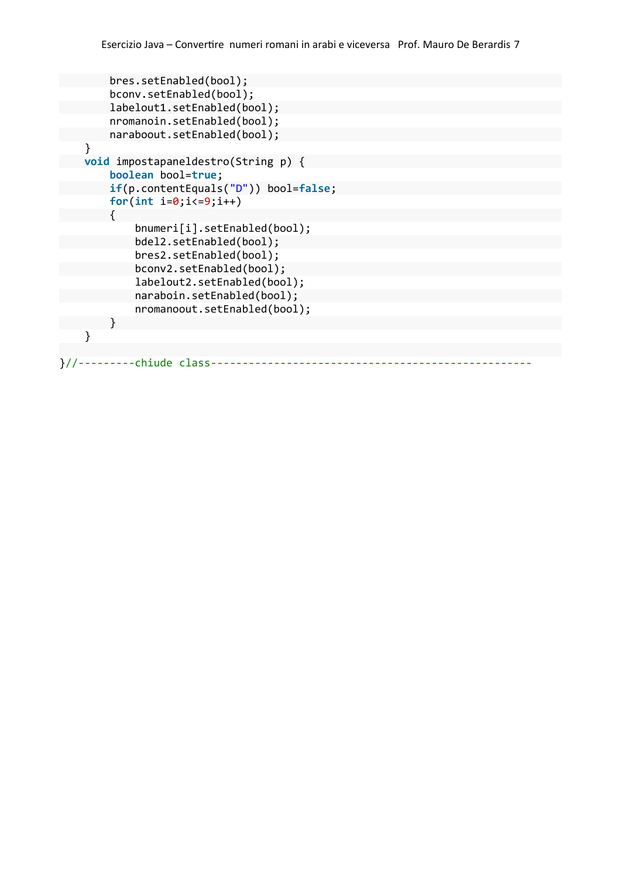```
        bres.setEnabled(bool);
        bconv.setEnabled(bool);
        labelout1.setEnabled(bool);
        nromanoin.setEnabled(bool);
        naraboout.setEnabled(bool);
    }
    void impostapaneldestro(String p) {
        boolean bool=true;
        if(p.contentEquals("D")) bool=false;
        for(int i=0;i<=9;i++)
        {
            bnumeri[i].setEnabled(bool);
            bdel2.setEnabled(bool);
            bres2.setEnabled(bool);
            bconv2.setEnabled(bool);
            labelout2.setEnabled(bool);
            naraboin.setEnabled(bool);
            nromanoout.setEnabled(bool);
        }
    }

}//---------chiude class---------------------------------------------------
```